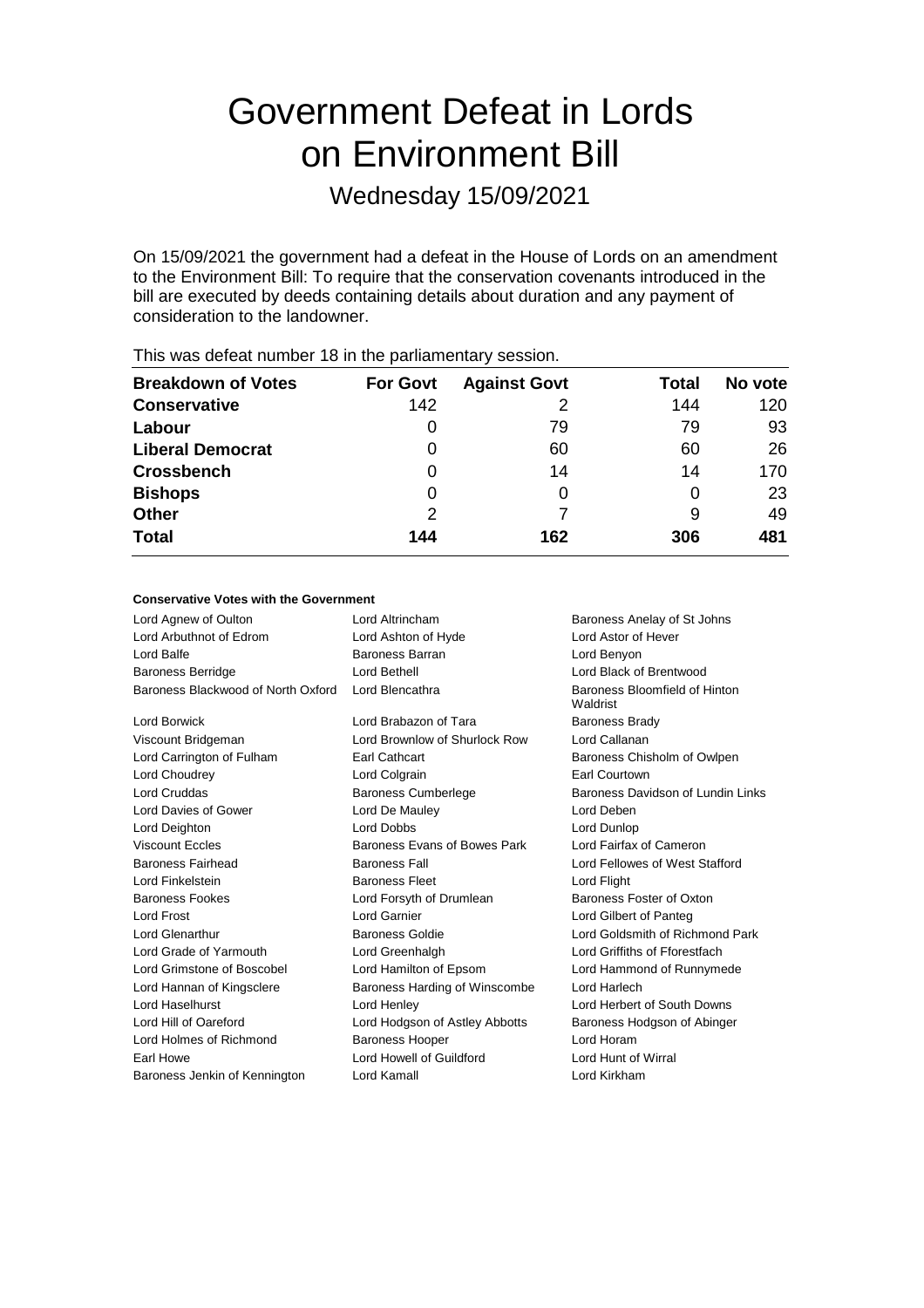# Government Defeat in Lords on Environment Bill

Wednesday 15/09/2021

On 15/09/2021 the government had a defeat in the House of Lords on an amendment to the Environment Bill: To require that the conservation covenants introduced in the bill are executed by deeds containing details about duration and any payment of consideration to the landowner.

This was defeat number 18 in the parliamentary session.

| Breakdown of Votes | For Govt | Against Govt | Total | No vote |
|---|---|---|---|---|
| **Conservative** | 142 | 2 | 144 | 120 |
| **Labour** | 0 | 79 | 79 | 93 |
| **Liberal Democrat** | 0 | 60 | 60 | 26 |
| **Crossbench** | 0 | 14 | 14 | 170 |
| **Bishops** | 0 | 0 | 0 | 23 |
| **Other** | 2 | 7 | 9 | 49 |
| **Total** | **144** | **162** | **306** | **481** |

#### Conservative Votes with the Government

| | | |
|---|---|---|
| Lord Agnew of Oulton | Lord Altrincham | Baroness Anelay of St Johns |
| Lord Arbuthnot of Edrom | Lord Ashton of Hyde | Lord Astor of Hever |
| Lord Balfe | Baroness Barran | Lord Benyon |
| Baroness Berridge | Lord Bethell | Lord Black of Brentwood |
| Baroness Blackwood of North Oxford | Lord Blencathra | Baroness Bloomfield of Hinton Waldrist |
| Lord Borwick | Lord Brabazon of Tara | Baroness Brady |
| Viscount Bridgeman | Lord Brownlow of Shurlock Row | Lord Callanan |
| Lord Carrington of Fulham | Earl Cathcart | Baroness Chisholm of Owlpen |
| Lord Choudrey | Lord Colgrain | Earl Courtown |
| Lord Cruddas | Baroness Cumberlege | Baroness Davidson of Lundin Links |
| Lord Davies of Gower | Lord De Mauley | Lord Deben |
| Lord Deighton | Lord Dobbs | Lord Dunlop |
| Viscount Eccles | Baroness Evans of Bowes Park | Lord Fairfax of Cameron |
| Baroness Fairhead | Baroness Fall | Lord Fellowes of West Stafford |
| Lord Finkelstein | Baroness Fleet | Lord Flight |
| Baroness Fookes | Lord Forsyth of Drumlean | Baroness Foster of Oxton |
| Lord Frost | Lord Garnier | Lord Gilbert of Panteg |
| Lord Glenarthur | Baroness Goldie | Lord Goldsmith of Richmond Park |
| Lord Grade of Yarmouth | Lord Greenhalgh | Lord Griffiths of Fforestfach |
| Lord Grimstone of Boscobel | Lord Hamilton of Epsom | Lord Hammond of Runnymede |
| Lord Hannan of Kingsclere | Baroness Harding of Winscombe | Lord Harlech |
| Lord Haselhurst | Lord Henley | Lord Herbert of South Downs |
| Lord Hill of Oareford | Lord Hodgson of Astley Abbotts | Baroness Hodgson of Abinger |
| Lord Holmes of Richmond | Baroness Hooper | Lord Horam |
| Earl Howe | Lord Howell of Guildford | Lord Hunt of Wirral |
| Baroness Jenkin of Kennington | Lord Kamall | Lord Kirkham |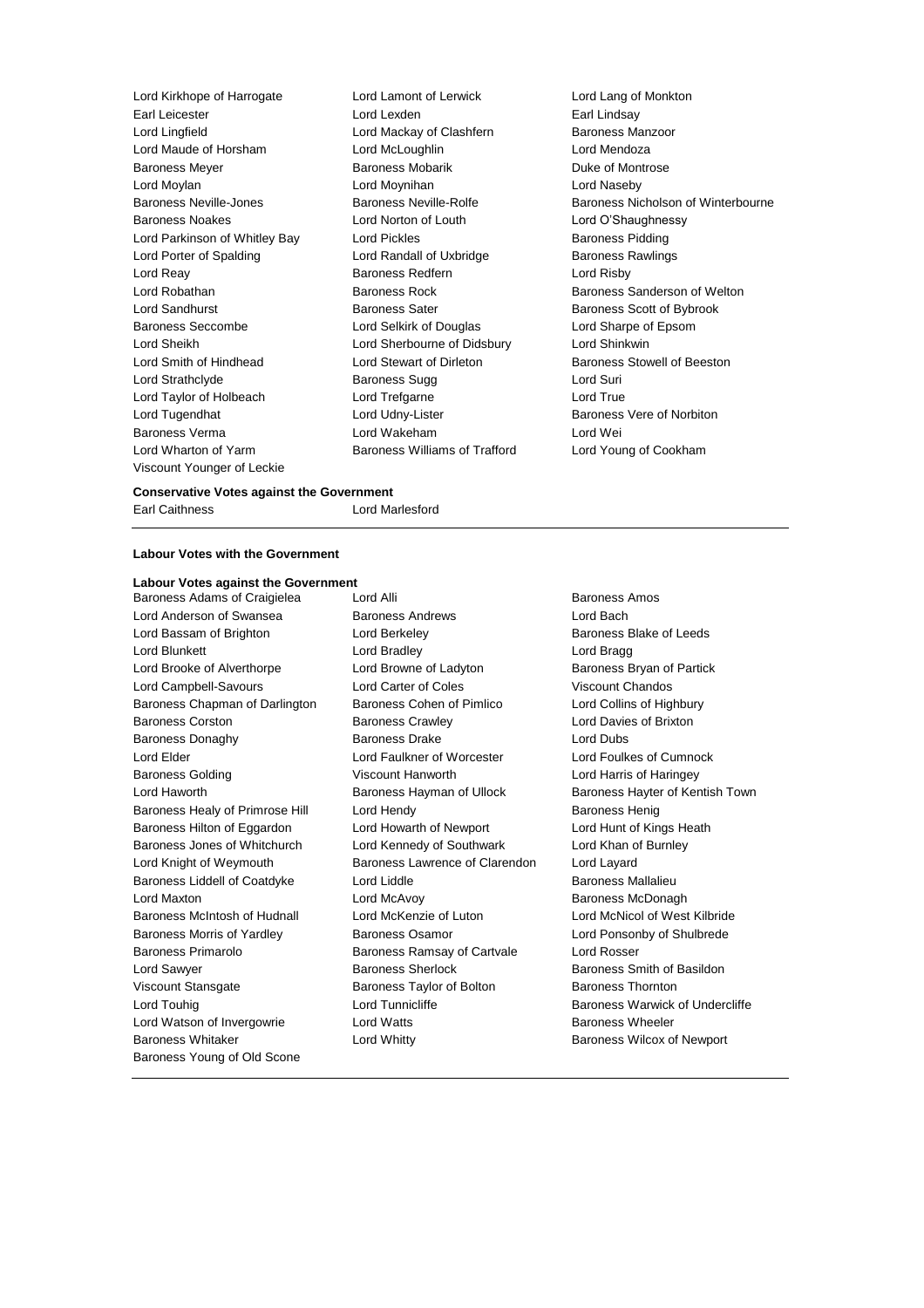Lord Kirkhope of Harrogate
Lord Lamont of Lerwick
Lord Lang of Monkton
Earl Leicester
Lord Lexden
Earl Lindsay
Lord Lingfield
Lord Mackay of Clashfern
Baroness Manzoor
Lord Maude of Horsham
Lord McLoughlin
Lord Mendoza
Baroness Meyer
Baroness Mobarik
Duke of Montrose
Lord Moylan
Lord Moynihan
Lord Naseby
Baroness Neville-Jones
Baroness Neville-Rolfe
Baroness Nicholson of Winterbourne
Baroness Noakes
Lord Norton of Louth
Lord O'Shaughnessy
Lord Parkinson of Whitley Bay
Lord Pickles
Baroness Pidding
Lord Porter of Spalding
Lord Randall of Uxbridge
Baroness Rawlings
Lord Reay
Baroness Redfern
Lord Risby
Lord Robathan
Baroness Rock
Baroness Sanderson of Welton
Lord Sandhurst
Baroness Sater
Baroness Scott of Bybrook
Baroness Seccombe
Lord Selkirk of Douglas
Lord Sharpe of Epsom
Lord Sheikh
Lord Sherbourne of Didsbury
Lord Shinkwin
Lord Smith of Hindhead
Lord Stewart of Dirleton
Baroness Stowell of Beeston
Lord Strathclyde
Baroness Sugg
Lord Suri
Lord Taylor of Holbeach
Lord Trefgarne
Lord True
Lord Tugendhat
Lord Udny-Lister
Baroness Vere of Norbiton
Baroness Verma
Lord Wakeham
Lord Wei
Lord Wharton of Yarm
Baroness Williams of Trafford
Lord Young of Cookham
Viscount Younger of Leckie

**Conservative Votes against the Government**

Earl Caithness
Lord Marlesford

**Labour Votes with the Government**

**Labour Votes against the Government**

Baroness Adams of Craigielea
Lord Alli
Baroness Amos
Lord Anderson of Swansea
Baroness Andrews
Lord Bach
Lord Bassam of Brighton
Lord Berkeley
Baroness Blake of Leeds
Lord Blunkett
Lord Bradley
Lord Bragg
Lord Brooke of Alverthorpe
Lord Browne of Ladyton
Baroness Bryan of Partick
Lord Campbell-Savours
Lord Carter of Coles
Viscount Chandos
Baroness Chapman of Darlington
Baroness Cohen of Pimlico
Lord Collins of Highbury
Baroness Corston
Baroness Crawley
Lord Davies of Brixton
Baroness Donaghy
Baroness Drake
Lord Dubs
Lord Elder
Lord Faulkner of Worcester
Lord Foulkes of Cumnock
Baroness Golding
Viscount Hanworth
Lord Harris of Haringey
Lord Haworth
Baroness Hayman of Ullock
Baroness Hayter of Kentish Town
Baroness Healy of Primrose Hill
Lord Hendy
Baroness Henig
Baroness Hilton of Eggardon
Lord Howarth of Newport
Lord Hunt of Kings Heath
Baroness Jones of Whitchurch
Lord Kennedy of Southwark
Lord Khan of Burnley
Lord Knight of Weymouth
Baroness Lawrence of Clarendon
Lord Layard
Baroness Liddell of Coatdyke
Lord Liddle
Baroness Mallalieu
Lord Maxton
Lord McAvoy
Baroness McDonagh
Baroness McIntosh of Hudnall
Lord McKenzie of Luton
Lord McNicol of West Kilbride
Baroness Morris of Yardley
Baroness Osamor
Lord Ponsonby of Shulbrede
Baroness Primarolo
Baroness Ramsay of Cartvale
Lord Rosser
Lord Sawyer
Baroness Sherlock
Baroness Smith of Basildon
Viscount Stansgate
Baroness Taylor of Bolton
Baroness Thornton
Lord Touhig
Lord Tunnicliffe
Baroness Warwick of Undercliffe
Lord Watson of Invergowrie
Lord Watts
Baroness Wheeler
Baroness Whitaker
Lord Whitty
Baroness Wilcox of Newport
Baroness Young of Old Scone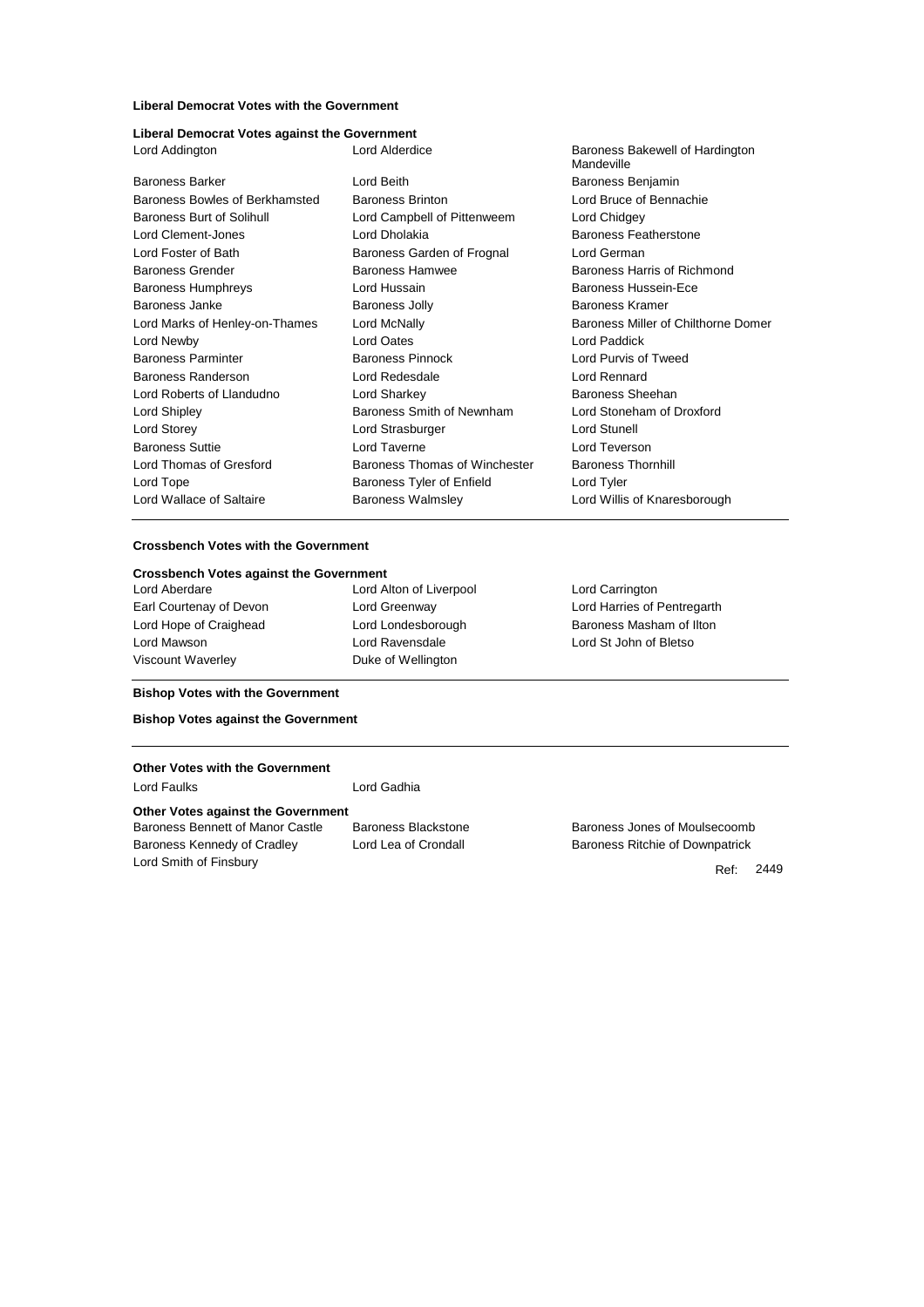**Liberal Democrat Votes with the Government**

**Liberal Democrat Votes against the Government**

| | | |
|---|---|---|
| Lord Addington | Lord Alderdice | Baroness Bakewell of Hardington Mandeville |
| Baroness Barker | Lord Beith | Baroness Benjamin |
| Baroness Bowles of Berkhamsted | Baroness Brinton | Lord Bruce of Bennachie |
| Baroness Burt of Solihull | Lord Campbell of Pittenweem | Lord Chidgey |
| Lord Clement-Jones | Lord Dholakia | Baroness Featherstone |
| Lord Foster of Bath | Baroness Garden of Frognal | Lord German |
| Baroness Grender | Baroness Hamwee | Baroness Harris of Richmond |
| Baroness Humphreys | Lord Hussain | Baroness Hussein-Ece |
| Baroness Janke | Baroness Jolly | Baroness Kramer |
| Lord Marks of Henley-on-Thames | Lord McNally | Baroness Miller of Chilthorne Domer |
| Lord Newby | Lord Oates | Lord Paddick |
| Baroness Parminter | Baroness Pinnock | Lord Purvis of Tweed |
| Baroness Randerson | Lord Redesdale | Lord Rennard |
| Lord Roberts of Llandudno | Lord Sharkey | Baroness Sheehan |
| Lord Shipley | Baroness Smith of Newnham | Lord Stoneham of Droxford |
| Lord Storey | Lord Strasburger | Lord Stunell |
| Baroness Suttie | Lord Taverne | Lord Teverson |
| Lord Thomas of Gresford | Baroness Thomas of Winchester | Baroness Thornhill |
| Lord Tope | Baroness Tyler of Enfield | Lord Tyler |
| Lord Wallace of Saltaire | Baroness Walmsley | Lord Willis of Knaresborough |

**Crossbench Votes with the Government**

**Crossbench Votes against the Government**

| | | |
|---|---|---|
| Lord Aberdare | Lord Alton of Liverpool | Lord Carrington |
| Earl Courtenay of Devon | Lord Greenway | Lord Harries of Pentregarth |
| Lord Hope of Craighead | Lord Londesborough | Baroness Masham of Ilton |
| Lord Mawson | Lord Ravensdale | Lord St John of Bletso |
| Viscount Waverley | Duke of Wellington | |

**Bishop Votes with the Government**

**Bishop Votes against the Government**

**Other Votes with the Government**

| | |
|---|---|
| Lord Faulks | Lord Gadhia |

**Other Votes against the Government**

| | | |
|---|---|---|
| Baroness Bennett of Manor Castle | Baroness Blackstone | Baroness Jones of Moulsecoomb |
| Baroness Kennedy of Cradley | Lord Lea of Crondall | Baroness Ritchie of Downpatrick |
| Lord Smith of Finsbury | | |

Ref: 2449